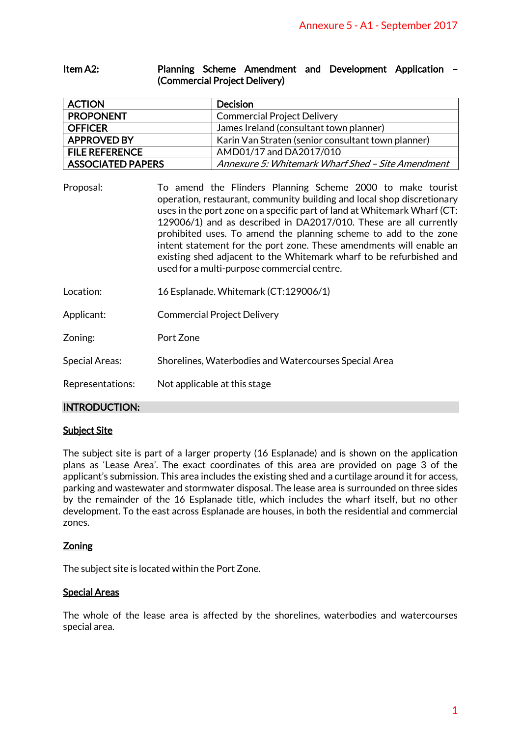Annexure 5 - A1 - September 2017

**Item A2:** **Planning Scheme Amendment and Development Application – (Commercial Project Delivery)**

| ACTION | Decision |
|---|---|
| PROPONENT | Commercial Project Delivery |
| OFFICER | James Ireland (consultant town planner) |
| APPROVED BY | Karin Van Straten (senior consultant town planner) |
| FILE REFERENCE | AMD01/17 and DA2017/010 |
| ASSOCIATED PAPERS | *Annexure 5: Whitemark Wharf Shed – Site Amendment* |

Proposal: To amend the Flinders Planning Scheme 2000 to make tourist operation, restaurant, community building and local shop discretionary uses in the port zone on a specific part of land at Whitemark Wharf (CT: 129006/1) and as described in DA2017/010. These are all currently prohibited uses. To amend the planning scheme to add to the zone intent statement for the port zone. These amendments will enable an existing shed adjacent to the Whitemark wharf to be refurbished and used for a multi-purpose commercial centre.

Location: 16 Esplanade. Whitemark (CT:129006/1)

Applicant: Commercial Project Delivery

Zoning: Port Zone

Special Areas: Shorelines, Waterbodies and Watercourses Special Area

Representations: Not applicable at this stage

## INTRODUCTION:

### Subject Site

The subject site is part of a larger property (16 Esplanade) and is shown on the application plans as 'Lease Area'. The exact coordinates of this area are provided on page 3 of the applicant's submission. This area includes the existing shed and a curtilage around it for access, parking and wastewater and stormwater disposal. The lease area is surrounded on three sides by the remainder of the 16 Esplanade title, which includes the wharf itself, but no other development. To the east across Esplanade are houses, in both the residential and commercial zones.

### Zoning

The subject site is located within the Port Zone.

### Special Areas

The whole of the lease area is affected by the shorelines, waterbodies and watercourses special area.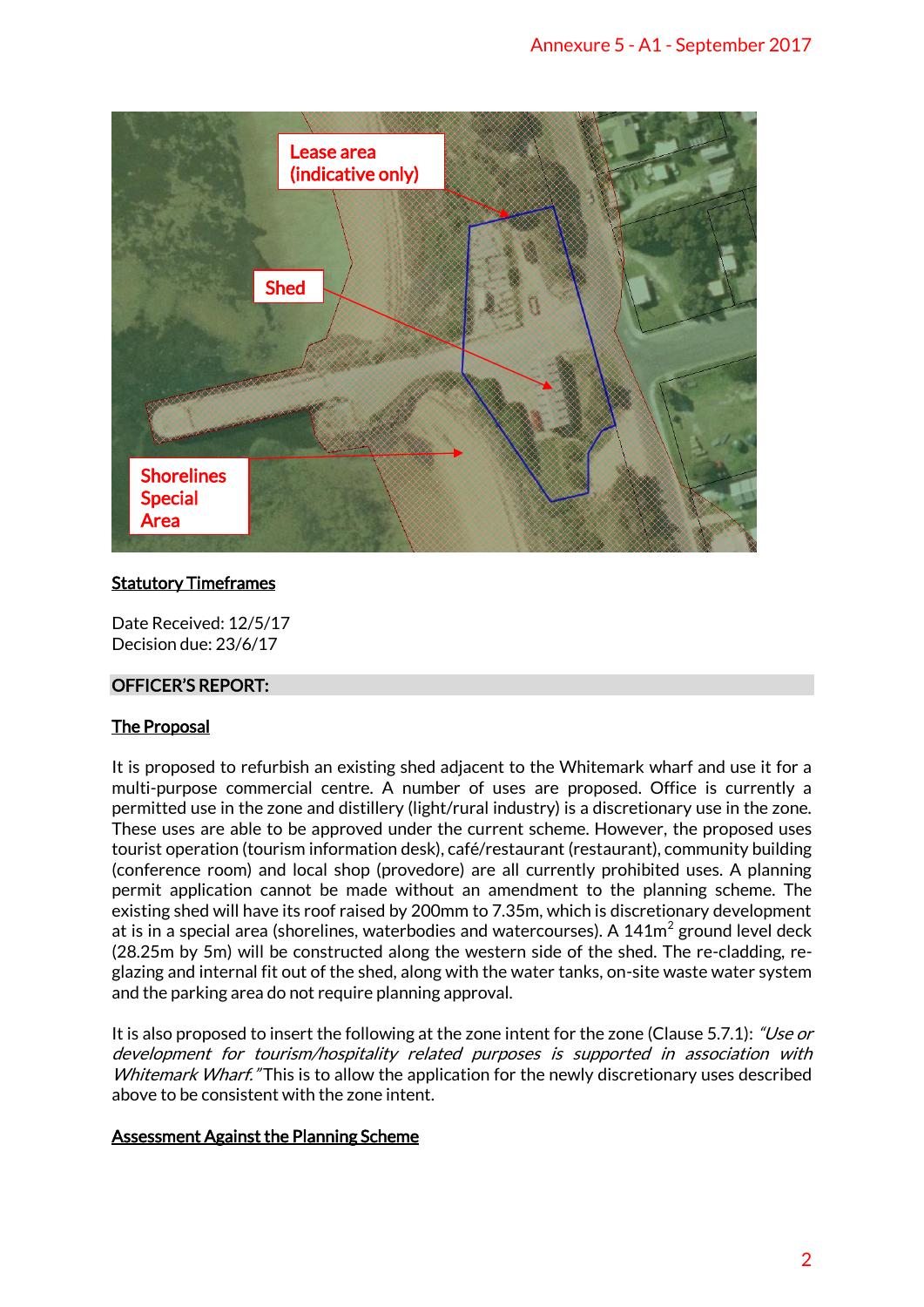Lease area (indicative only)

Shed

Shorelines Special Area

**Statutory Timeframes**

Date Received: 12/5/17
Decision due: 23/6/17

## OFFICER'S REPORT:

**The Proposal**

It is proposed to refurbish an existing shed adjacent to the Whitemark wharf and use it for a multi-purpose commercial centre. A number of uses are proposed. Office is currently a permitted use in the zone and distillery (light/rural industry) is a discretionary use in the zone. These uses are able to be approved under the current scheme. However, the proposed uses tourist operation (tourism information desk), café/restaurant (restaurant), community building (conference room) and local shop (provedore) are all currently prohibited uses. A planning permit application cannot be made without an amendment to the planning scheme. The existing shed will have its roof raised by 200mm to 7.35m, which is discretionary development at is in a special area (shorelines, waterbodies and watercourses). A 141m$^2$ ground level deck (28.25m by 5m) will be constructed along the western side of the shed. The re-cladding, re-glazing and internal fit out of the shed, along with the water tanks, on-site waste water system and the parking area do not require planning approval.

It is also proposed to insert the following at the zone intent for the zone (Clause 5.7.1): *"Use or development for tourism/hospitality related purposes is supported in association with Whitemark Wharf."* This is to allow the application for the newly discretionary uses described above to be consistent with the zone intent.

**Assessment Against the Planning Scheme**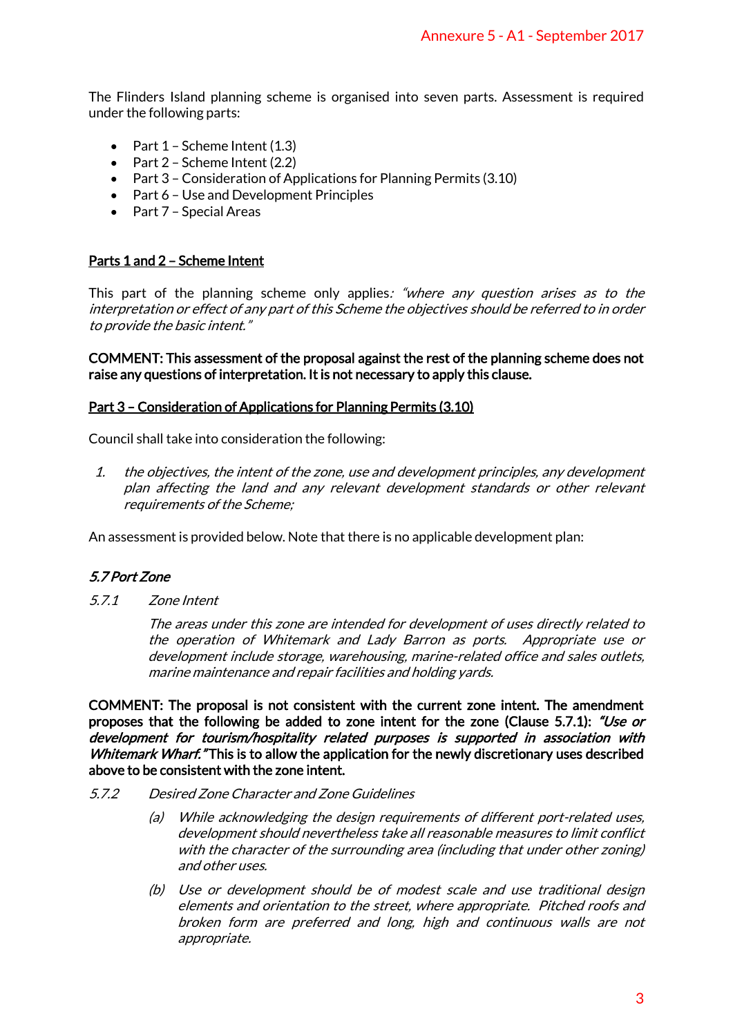The Flinders Island planning scheme is organised into seven parts. Assessment is required under the following parts:

- Part 1 – Scheme Intent (1.3)
- Part 2 – Scheme Intent (2.2)
- Part 3 – Consideration of Applications for Planning Permits (3.10)
- Part 6 – Use and Development Principles
- Part 7 – Special Areas

**Parts 1 and 2 – Scheme Intent**

This part of the planning scheme only applies*: "where any question arises as to the interpretation or effect of any part of this Scheme the objectives should be referred to in order to provide the basic intent."*

**COMMENT: This assessment of the proposal against the rest of the planning scheme does not raise any questions of interpretation. It is not necessary to apply this clause.**

**Part 3 – Consideration of Applications for Planning Permits (3.10)**

Council shall take into consideration the following:

1. *the objectives, the intent of the zone, use and development principles, any development plan affecting the land and any relevant development standards or other relevant requirements of the Scheme;*

An assessment is provided below. Note that there is no applicable development plan:

***5.7 Port Zone***

*5.7.1 Zone Intent*

*The areas under this zone are intended for development of uses directly related to the operation of Whitemark and Lady Barron as ports. Appropriate use or development include storage, warehousing, marine-related office and sales outlets, marine maintenance and repair facilities and holding yards.*

**COMMENT: The proposal is not consistent with the current zone intent. The amendment proposes that the following be added to zone intent for the zone (Clause 5.7.1): *"Use or development for tourism/hospitality related purposes is supported in association with Whitemark Wharf."* This is to allow the application for the newly discretionary uses described above to be consistent with the zone intent.**

*5.7.2 Desired Zone Character and Zone Guidelines*

*(a) While acknowledging the design requirements of different port-related uses, development should nevertheless take all reasonable measures to limit conflict with the character of the surrounding area (including that under other zoning) and other uses.*

*(b) Use or development should be of modest scale and use traditional design elements and orientation to the street, where appropriate. Pitched roofs and broken form are preferred and long, high and continuous walls are not appropriate.*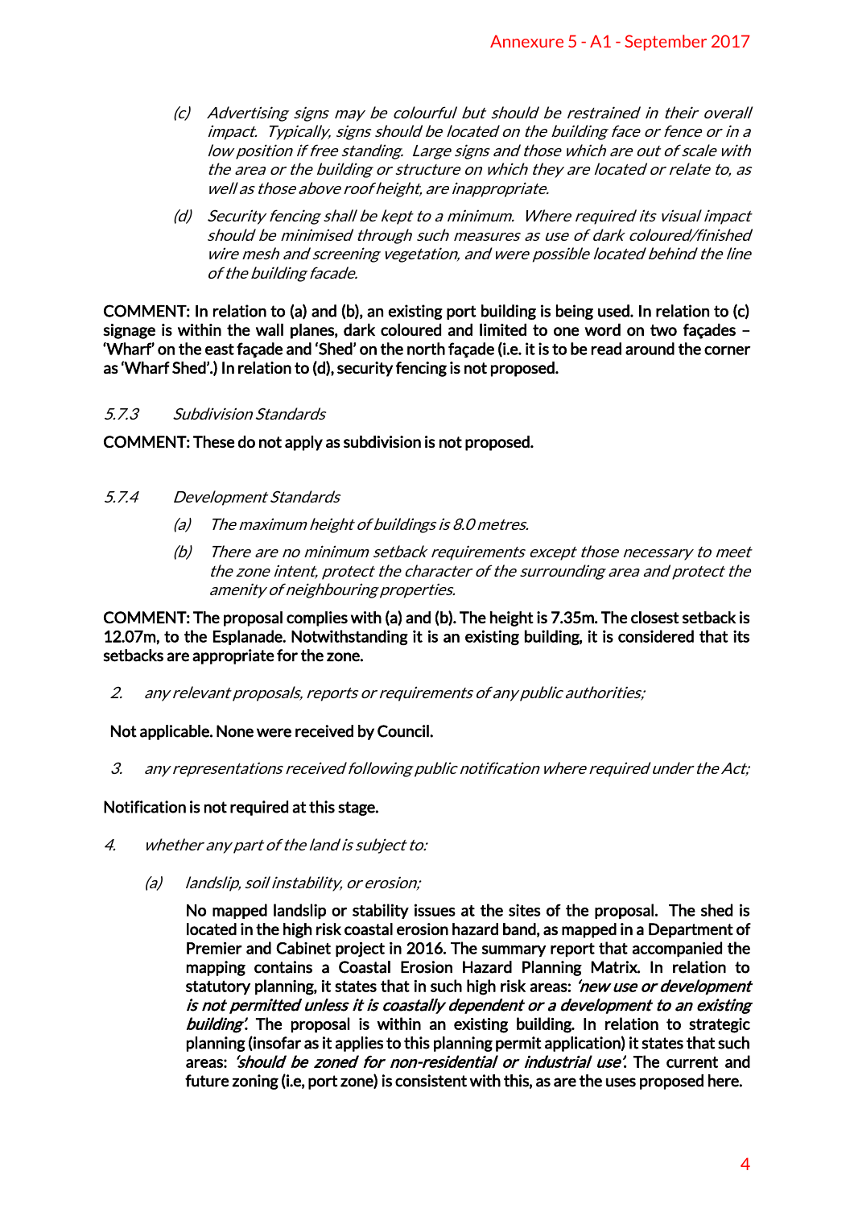*(c) Advertising signs may be colourful but should be restrained in their overall impact. Typically, signs should be located on the building face or fence or in a low position if free standing. Large signs and those which are out of scale with the area or the building or structure on which they are located or relate to, as well as those above roof height, are inappropriate.*

*(d) Security fencing shall be kept to a minimum. Where required its visual impact should be minimised through such measures as use of dark coloured/finished wire mesh and screening vegetation, and were possible located behind the line of the building facade.*

**COMMENT: In relation to (a) and (b), an existing port building is being used. In relation to (c) signage is within the wall planes, dark coloured and limited to one word on two façades – 'Wharf' on the east façade and 'Shed' on the north façade (i.e. it is to be read around the corner as 'Wharf Shed'.) In relation to (d), security fencing is not proposed.**

*5.7.3 Subdivision Standards*

**COMMENT: These do not apply as subdivision is not proposed.**

*5.7.4 Development Standards*

*(a) The maximum height of buildings is 8.0 metres.*

*(b) There are no minimum setback requirements except those necessary to meet the zone intent, protect the character of the surrounding area and protect the amenity of neighbouring properties.*

**COMMENT: The proposal complies with (a) and (b). The height is 7.35m. The closest setback is 12.07m, to the Esplanade. Notwithstanding it is an existing building, it is considered that its setbacks are appropriate for the zone.**

2. *any relevant proposals, reports or requirements of any public authorities;*

**Not applicable. None were received by Council.**

3. *any representations received following public notification where required under the Act;*

**Notification is not required at this stage.**

4. *whether any part of the land is subject to:*

*(a) landslip, soil instability, or erosion;*

**No mapped landslip or stability issues at the sites of the proposal. The shed is located in the high risk coastal erosion hazard band, as mapped in a Department of Premier and Cabinet project in 2016. The summary report that accompanied the mapping contains a Coastal Erosion Hazard Planning Matrix. In relation to statutory planning, it states that in such high risk areas: *'new use or development is not permitted unless it is coastally dependent or a development to an existing building'*. The proposal is within an existing building. In relation to strategic planning (insofar as it applies to this planning permit application) it states that such areas: *'should be zoned for non-residential or industrial use'*. The current and future zoning (i.e, port zone) is consistent with this, as are the uses proposed here.**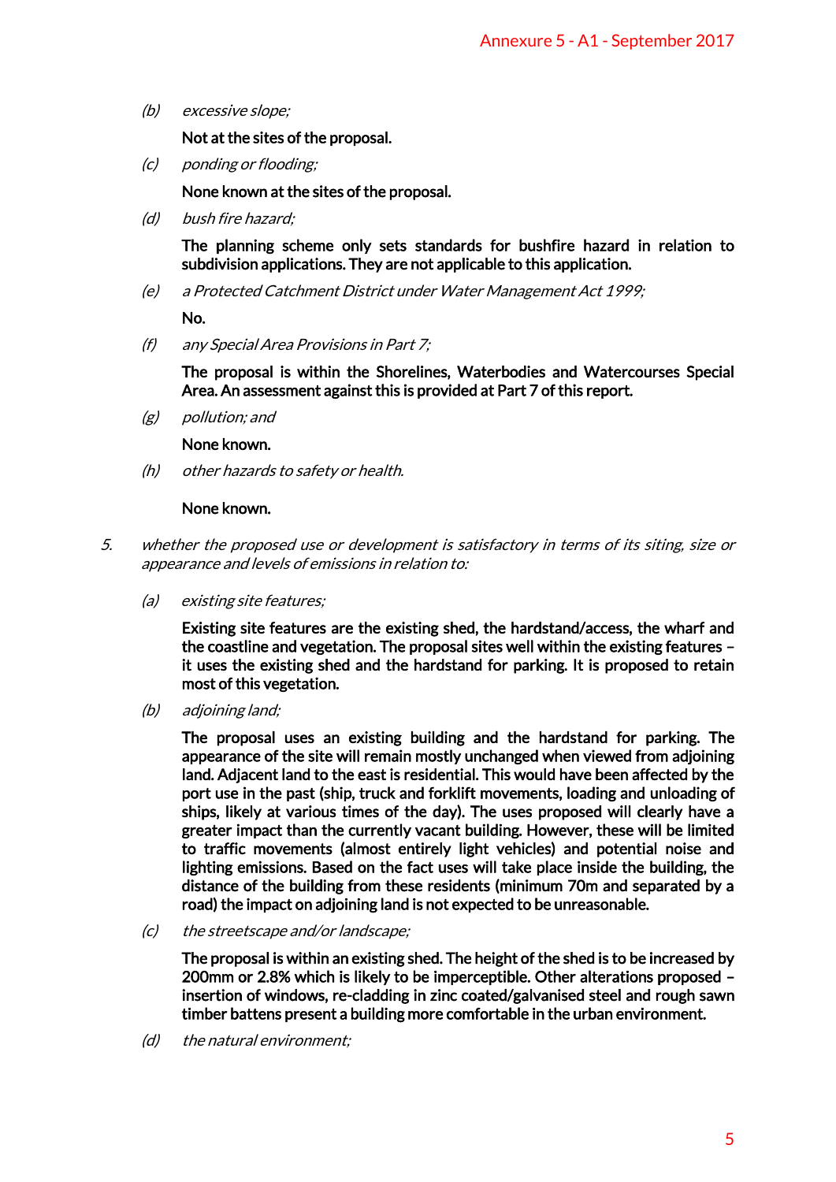(b) *excessive slope;*

**Not at the sites of the proposal.**

(c) *ponding or flooding;*

**None known at the sites of the proposal.**

(d) *bush fire hazard;*

**The planning scheme only sets standards for bushfire hazard in relation to subdivision applications. They are not applicable to this application.**

(e) *a Protected Catchment District under Water Management Act 1999;*

**No.**

(f) *any Special Area Provisions in Part 7;*

**The proposal is within the Shorelines, Waterbodies and Watercourses Special Area. An assessment against this is provided at Part 7 of this report.**

(g) *pollution; and*

**None known.**

(h) *other hazards to safety or health.*

**None known.**

5. *whether the proposed use or development is satisfactory in terms of its siting, size or appearance and levels of emissions in relation to:*

(a) *existing site features;*

**Existing site features are the existing shed, the hardstand/access, the wharf and the coastline and vegetation. The proposal sites well within the existing features – it uses the existing shed and the hardstand for parking. It is proposed to retain most of this vegetation.**

(b) *adjoining land;*

**The proposal uses an existing building and the hardstand for parking. The appearance of the site will remain mostly unchanged when viewed from adjoining land. Adjacent land to the east is residential. This would have been affected by the port use in the past (ship, truck and forklift movements, loading and unloading of ships, likely at various times of the day). The uses proposed will clearly have a greater impact than the currently vacant building. However, these will be limited to traffic movements (almost entirely light vehicles) and potential noise and lighting emissions. Based on the fact uses will take place inside the building, the distance of the building from these residents (minimum 70m and separated by a road) the impact on adjoining land is not expected to be unreasonable.**

(c) *the streetscape and/or landscape;*

**The proposal is within an existing shed. The height of the shed is to be increased by 200mm or 2.8% which is likely to be imperceptible. Other alterations proposed – insertion of windows, re-cladding in zinc coated/galvanised steel and rough sawn timber battens present a building more comfortable in the urban environment.**

(d) *the natural environment;*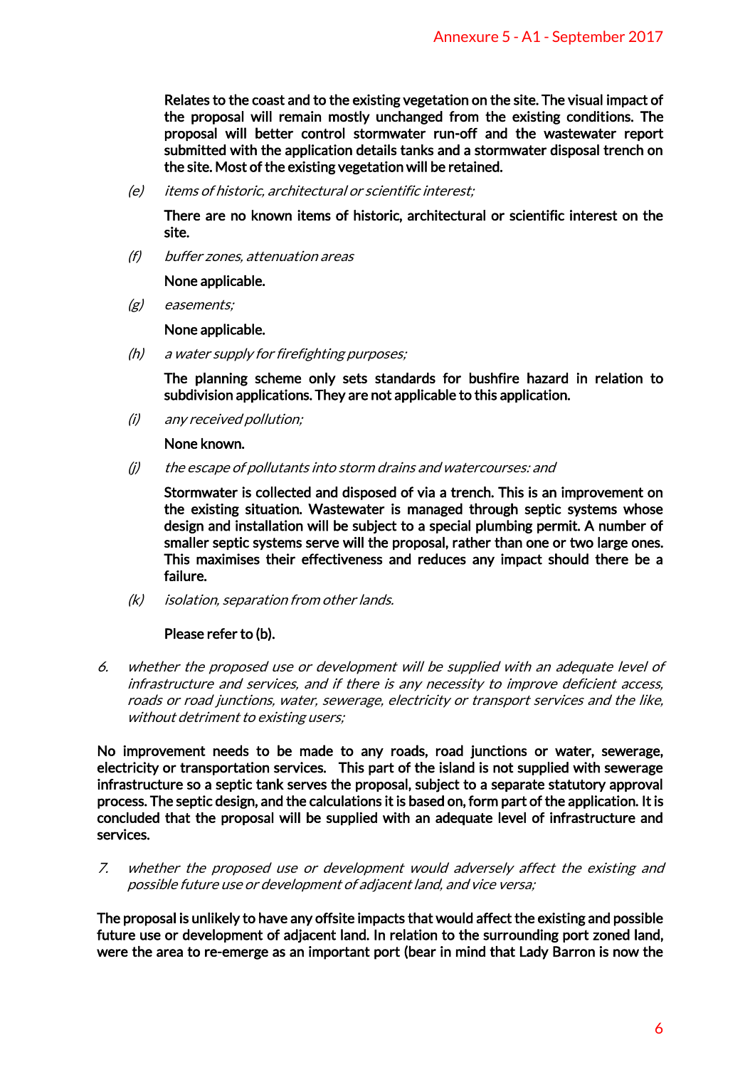Relates to the coast and to the existing vegetation on the site. The visual impact of the proposal will remain mostly unchanged from the existing conditions. The proposal will better control stormwater run-off and the wastewater report submitted with the application details tanks and a stormwater disposal trench on the site. Most of the existing vegetation will be retained.

(e) *items of historic, architectural or scientific interest;*

There are no known items of historic, architectural or scientific interest on the site.

(f) *buffer zones, attenuation areas*

None applicable.

(g) *easements;*

None applicable.

(h) *a water supply for firefighting purposes;*

The planning scheme only sets standards for bushfire hazard in relation to subdivision applications. They are not applicable to this application.

(i) *any received pollution;*

None known.

(j) *the escape of pollutants into storm drains and watercourses: and*

Stormwater is collected and disposed of via a trench. This is an improvement on the existing situation. Wastewater is managed through septic systems whose design and installation will be subject to a special plumbing permit. A number of smaller septic systems serve will the proposal, rather than one or two large ones. This maximises their effectiveness and reduces any impact should there be a failure.

(k) *isolation, separation from other lands.*

Please refer to (b).

6. *whether the proposed use or development will be supplied with an adequate level of infrastructure and services, and if there is any necessity to improve deficient access, roads or road junctions, water, sewerage, electricity or transport services and the like, without detriment to existing users;*

No improvement needs to be made to any roads, road junctions or water, sewerage, electricity or transportation services. This part of the island is not supplied with sewerage infrastructure so a septic tank serves the proposal, subject to a separate statutory approval process. The septic design, and the calculations it is based on, form part of the application. It is concluded that the proposal will be supplied with an adequate level of infrastructure and services.

7. *whether the proposed use or development would adversely affect the existing and possible future use or development of adjacent land, and vice versa;*

The proposal is unlikely to have any offsite impacts that would affect the existing and possible future use or development of adjacent land. In relation to the surrounding port zoned land, were the area to re-emerge as an important port (bear in mind that Lady Barron is now the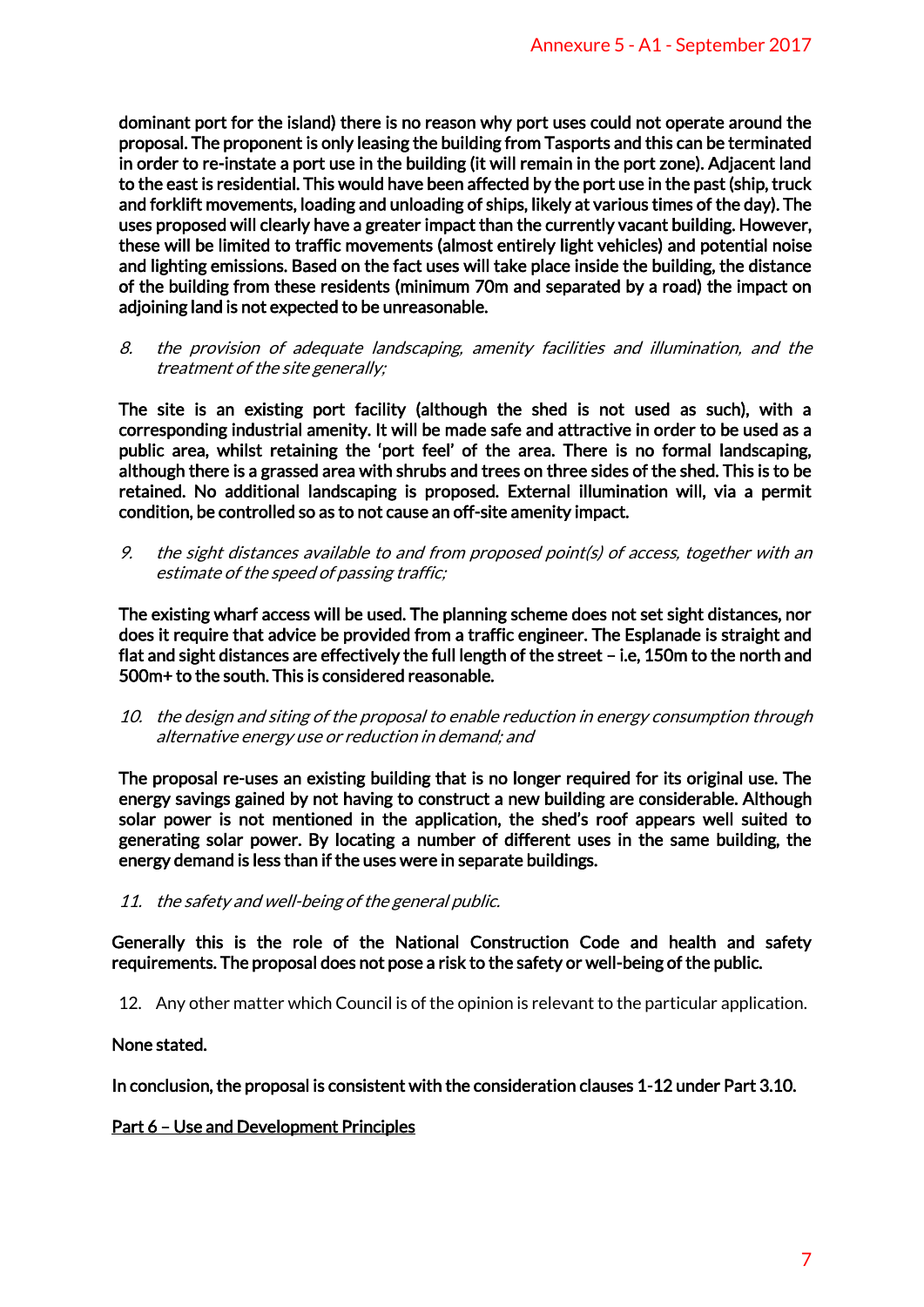dominant port for the island) there is no reason why port uses could not operate around the proposal. The proponent is only leasing the building from Tasports and this can be terminated in order to re-instate a port use in the building (it will remain in the port zone). Adjacent land to the east is residential. This would have been affected by the port use in the past (ship, truck and forklift movements, loading and unloading of ships, likely at various times of the day). The uses proposed will clearly have a greater impact than the currently vacant building. However, these will be limited to traffic movements (almost entirely light vehicles) and potential noise and lighting emissions. Based on the fact uses will take place inside the building, the distance of the building from these residents (minimum 70m and separated by a road) the impact on adjoining land is not expected to be unreasonable.

8. *the provision of adequate landscaping, amenity facilities and illumination, and the treatment of the site generally;*

The site is an existing port facility (although the shed is not used as such), with a corresponding industrial amenity. It will be made safe and attractive in order to be used as a public area, whilst retaining the 'port feel' of the area. There is no formal landscaping, although there is a grassed area with shrubs and trees on three sides of the shed. This is to be retained. No additional landscaping is proposed. External illumination will, via a permit condition, be controlled so as to not cause an off-site amenity impact.

9. *the sight distances available to and from proposed point(s) of access, together with an estimate of the speed of passing traffic;*

The existing wharf access will be used. The planning scheme does not set sight distances, nor does it require that advice be provided from a traffic engineer. The Esplanade is straight and flat and sight distances are effectively the full length of the street – i.e, 150m to the north and 500m+ to the south. This is considered reasonable.

10. *the design and siting of the proposal to enable reduction in energy consumption through alternative energy use or reduction in demand; and*

The proposal re-uses an existing building that is no longer required for its original use. The energy savings gained by not having to construct a new building are considerable. Although solar power is not mentioned in the application, the shed's roof appears well suited to generating solar power. By locating a number of different uses in the same building, the energy demand is less than if the uses were in separate buildings.

11. *the safety and well-being of the general public.*

Generally this is the role of the National Construction Code and health and safety requirements. The proposal does not pose a risk to the safety or well-being of the public.

12. Any other matter which Council is of the opinion is relevant to the particular application.

None stated.

In conclusion, the proposal is consistent with the consideration clauses 1-12 under Part 3.10.

<u>Part 6 – Use and Development Principles</u>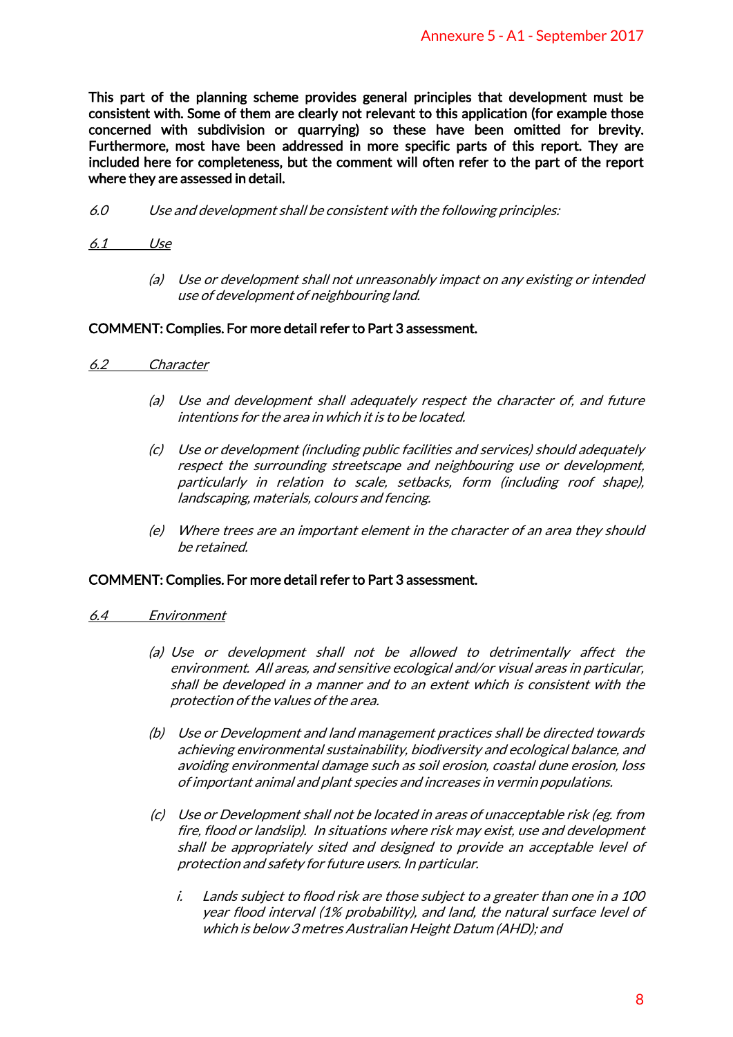**This part of the planning scheme provides general principles that development must be consistent with. Some of them are clearly not relevant to this application (for example those concerned with subdivision or quarrying) so these have been omitted for brevity. Furthermore, most have been addressed in more specific parts of this report. They are included here for completeness, but the comment will often refer to the part of the report where they are assessed in detail.**

*6.0 Use and development shall be consistent with the following principles:*

*6.1 Use*

*(a) Use or development shall not unreasonably impact on any existing or intended use of development of neighbouring land.*

**COMMENT: Complies. For more detail refer to Part 3 assessment.**

*6.2 Character*

*(a) Use and development shall adequately respect the character of, and future intentions for the area in which it is to be located.*

*(c) Use or development (including public facilities and services) should adequately respect the surrounding streetscape and neighbouring use or development, particularly in relation to scale, setbacks, form (including roof shape), landscaping, materials, colours and fencing.*

*(e) Where trees are an important element in the character of an area they should be retained.*

**COMMENT: Complies. For more detail refer to Part 3 assessment.**

*6.4 Environment*

*(a) Use or development shall not be allowed to detrimentally affect the environment. All areas, and sensitive ecological and/or visual areas in particular, shall be developed in a manner and to an extent which is consistent with the protection of the values of the area.*

*(b) Use or Development and land management practices shall be directed towards achieving environmental sustainability, biodiversity and ecological balance, and avoiding environmental damage such as soil erosion, coastal dune erosion, loss of important animal and plant species and increases in vermin populations.*

*(c) Use or Development shall not be located in areas of unacceptable risk (eg. from fire, flood or landslip). In situations where risk may exist, use and development shall be appropriately sited and designed to provide an acceptable level of protection and safety for future users. In particular.*

*i. Lands subject to flood risk are those subject to a greater than one in a 100 year flood interval (1% probability), and land, the natural surface level of which is below 3 metres Australian Height Datum (AHD); and*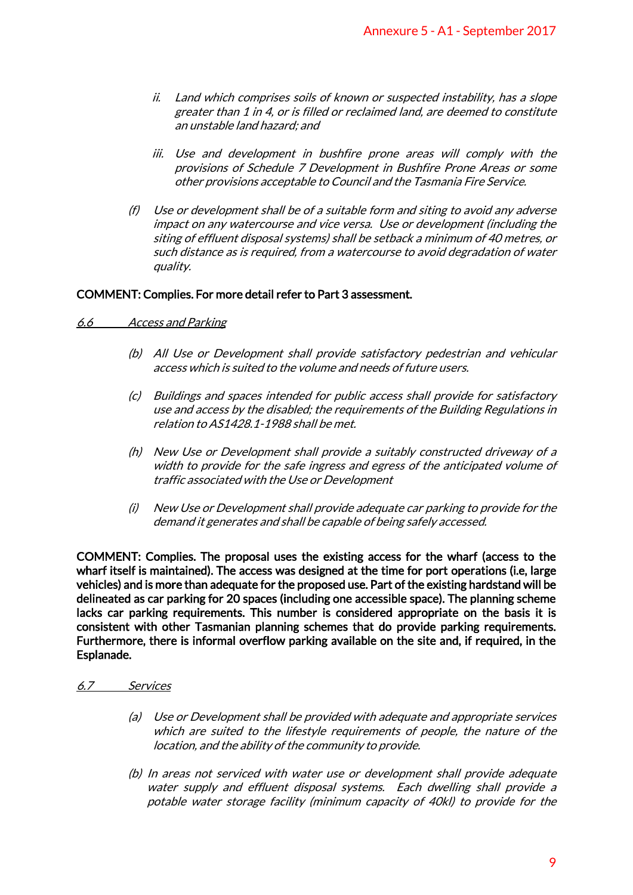*ii. Land which comprises soils of known or suspected instability, has a slope greater than 1 in 4, or is filled or reclaimed land, are deemed to constitute an unstable land hazard; and*

*iii. Use and development in bushfire prone areas will comply with the provisions of Schedule 7 Development in Bushfire Prone Areas or some other provisions acceptable to Council and the Tasmania Fire Service.*

*(f) Use or development shall be of a suitable form and siting to avoid any adverse impact on any watercourse and vice versa. Use or development (including the siting of effluent disposal systems) shall be setback a minimum of 40 metres, or such distance as is required, from a watercourse to avoid degradation of water quality.*

**COMMENT: Complies. For more detail refer to Part 3 assessment.**

*6.6 Access and Parking*

*(b) All Use or Development shall provide satisfactory pedestrian and vehicular access which is suited to the volume and needs of future users.*

*(c) Buildings and spaces intended for public access shall provide for satisfactory use and access by the disabled; the requirements of the Building Regulations in relation to AS1428.1-1988 shall be met.*

*(h) New Use or Development shall provide a suitably constructed driveway of a width to provide for the safe ingress and egress of the anticipated volume of traffic associated with the Use or Development*

*(i) New Use or Development shall provide adequate car parking to provide for the demand it generates and shall be capable of being safely accessed.*

**COMMENT: Complies. The proposal uses the existing access for the wharf (access to the wharf itself is maintained). The access was designed at the time for port operations (i.e, large vehicles) and is more than adequate for the proposed use. Part of the existing hardstand will be delineated as car parking for 20 spaces (including one accessible space). The planning scheme lacks car parking requirements. This number is considered appropriate on the basis it is consistent with other Tasmanian planning schemes that do provide parking requirements. Furthermore, there is informal overflow parking available on the site and, if required, in the Esplanade.**

*6.7 Services*

*(a) Use or Development shall be provided with adequate and appropriate services which are suited to the lifestyle requirements of people, the nature of the location, and the ability of the community to provide.*

*(b) In areas not serviced with water use or development shall provide adequate water supply and effluent disposal systems. Each dwelling shall provide a potable water storage facility (minimum capacity of 40kl) to provide for the*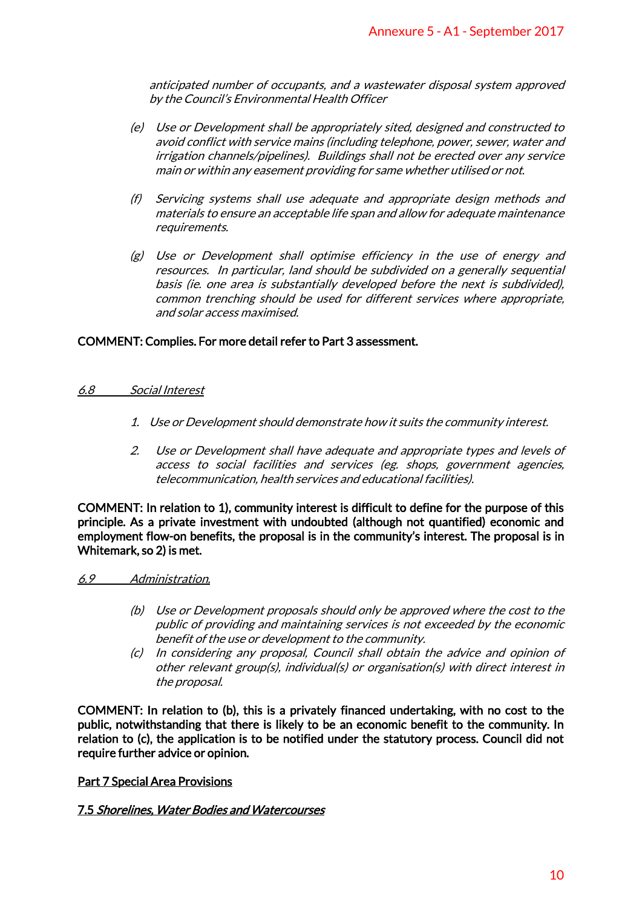*anticipated number of occupants, and a wastewater disposal system approved by the Council's Environmental Health Officer*

(e) *Use or Development shall be appropriately sited, designed and constructed to avoid conflict with service mains (including telephone, power, sewer, water and irrigation channels/pipelines). Buildings shall not be erected over any service main or within any easement providing for same whether utilised or not.*

(f) *Servicing systems shall use adequate and appropriate design methods and materials to ensure an acceptable life span and allow for adequate maintenance requirements.*

(g) *Use or Development shall optimise efficiency in the use of energy and resources. In particular, land should be subdivided on a generally sequential basis (ie. one area is substantially developed before the next is subdivided), common trenching should be used for different services where appropriate, and solar access maximised.*

**COMMENT: Complies. For more detail refer to Part 3 assessment.**

*6.8 Social Interest*

1. *Use or Development should demonstrate how it suits the community interest.*
2. *Use or Development shall have adequate and appropriate types and levels of access to social facilities and services (eg. shops, government agencies, telecommunication, health services and educational facilities).*

**COMMENT: In relation to 1), community interest is difficult to define for the purpose of this principle. As a private investment with undoubted (although not quantified) economic and employment flow-on benefits, the proposal is in the community's interest. The proposal is in Whitemark, so 2) is met.**

*6.9 Administration.*

(b) *Use or Development proposals should only be approved where the cost to the public of providing and maintaining services is not exceeded by the economic benefit of the use or development to the community.*

(c) *In considering any proposal, Council shall obtain the advice and opinion of other relevant group(s), individual(s) or organisation(s) with direct interest in the proposal.*

**COMMENT: In relation to (b), this is a privately financed undertaking, with no cost to the public, notwithstanding that there is likely to be an economic benefit to the community. In relation to (c), the application is to be notified under the statutory process. Council did not require further advice or opinion.**

**Part 7 Special Area Provisions**

***7.5 Shorelines, Water Bodies and Watercourses***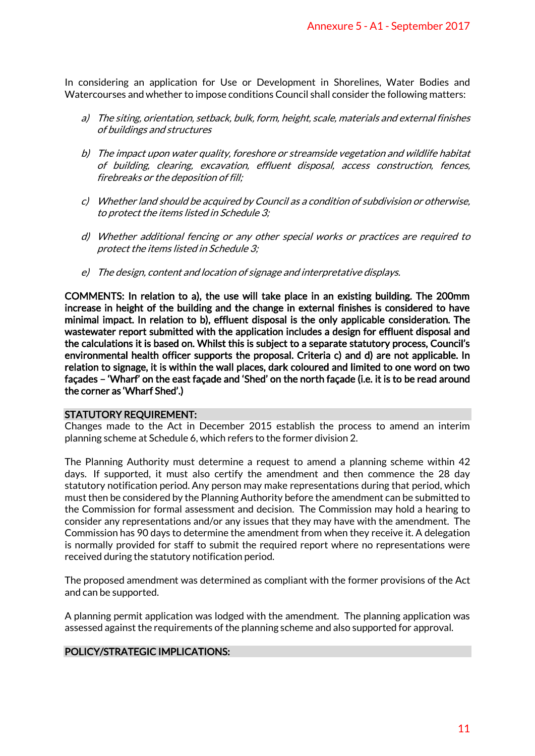In considering an application for Use or Development in Shorelines, Water Bodies and Watercourses and whether to impose conditions Council shall consider the following matters:

*a) The siting, orientation, setback, bulk, form, height, scale, materials and external finishes of buildings and structures*

*b) The impact upon water quality, foreshore or streamside vegetation and wildlife habitat of building, clearing, excavation, effluent disposal, access construction, fences, firebreaks or the deposition of fill;*

*c) Whether land should be acquired by Council as a condition of subdivision or otherwise, to protect the items listed in Schedule 3;*

*d) Whether additional fencing or any other special works or practices are required to protect the items listed in Schedule 3;*

*e) The design, content and location of signage and interpretative displays.*

**COMMENTS: In relation to a), the use will take place in an existing building. The 200mm increase in height of the building and the change in external finishes is considered to have minimal impact. In relation to b), effluent disposal is the only applicable consideration. The wastewater report submitted with the application includes a design for effluent disposal and the calculations it is based on. Whilst this is subject to a separate statutory process, Council's environmental health officer supports the proposal. Criteria c) and d) are not applicable. In relation to signage, it is within the wall places, dark coloured and limited to one word on two façades – 'Wharf' on the east façade and 'Shed' on the north façade (i.e. it is to be read around the corner as 'Wharf Shed'.)**

## STATUTORY REQUIREMENT:

Changes made to the Act in December 2015 establish the process to amend an interim planning scheme at Schedule 6, which refers to the former division 2.

The Planning Authority must determine a request to amend a planning scheme within 42 days. If supported, it must also certify the amendment and then commence the 28 day statutory notification period. Any person may make representations during that period, which must then be considered by the Planning Authority before the amendment can be submitted to the Commission for formal assessment and decision. The Commission may hold a hearing to consider any representations and/or any issues that they may have with the amendment. The Commission has 90 days to determine the amendment from when they receive it. A delegation is normally provided for staff to submit the required report where no representations were received during the statutory notification period.

The proposed amendment was determined as compliant with the former provisions of the Act and can be supported.

A planning permit application was lodged with the amendment. The planning application was assessed against the requirements of the planning scheme and also supported for approval.

## POLICY/STRATEGIC IMPLICATIONS: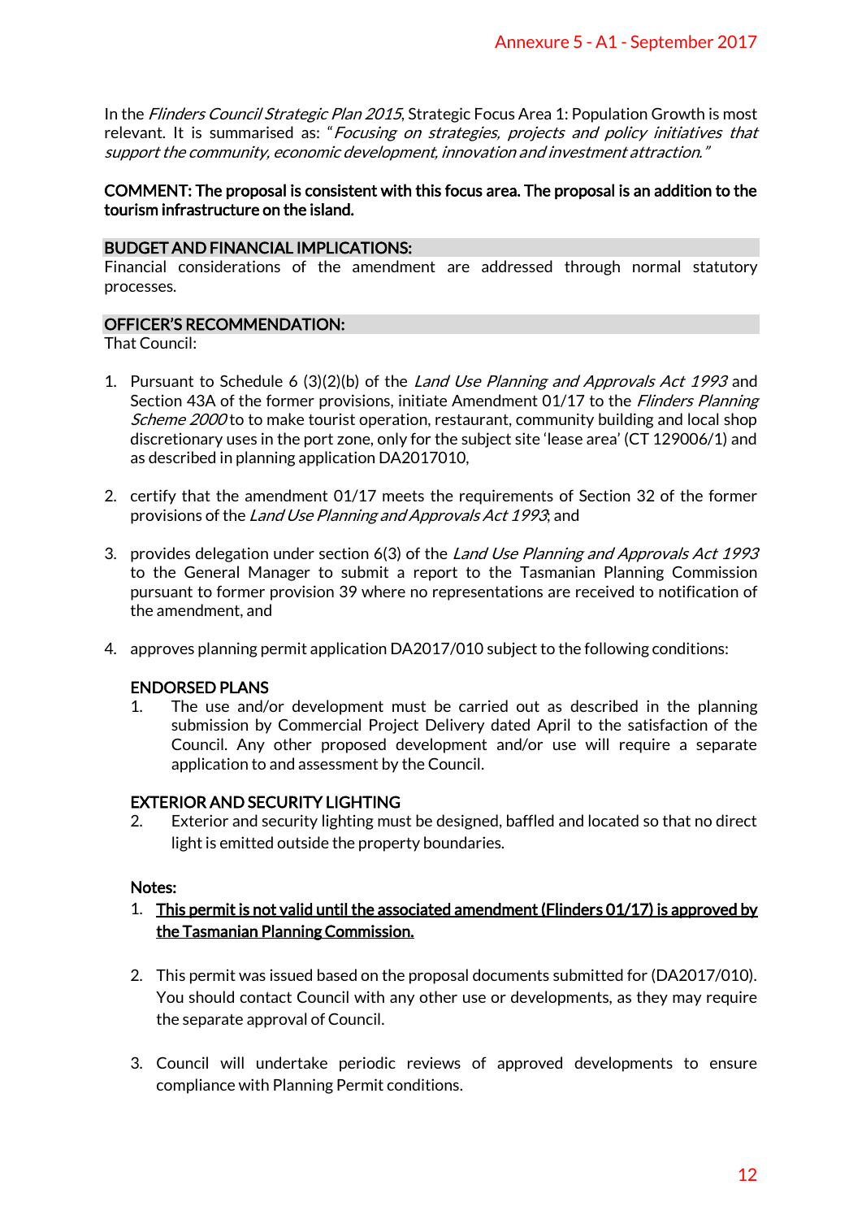In the *Flinders Council Strategic Plan 2015*, Strategic Focus Area 1: Population Growth is most relevant. It is summarised as: "*Focusing on strategies, projects and policy initiatives that support the community, economic development, innovation and investment attraction.*"

**COMMENT: The proposal is consistent with this focus area. The proposal is an addition to the tourism infrastructure on the island.**

**BUDGET AND FINANCIAL IMPLICATIONS:**

Financial considerations of the amendment are addressed through normal statutory processes.

**OFFICER'S RECOMMENDATION:**

That Council:

1. Pursuant to Schedule 6 (3)(2)(b) of the *Land Use Planning and Approvals Act 1993* and Section 43A of the former provisions, initiate Amendment 01/17 to the *Flinders Planning Scheme 2000* to to make tourist operation, restaurant, community building and local shop discretionary uses in the port zone, only for the subject site 'lease area' (CT 129006/1) and as described in planning application DA2017010,

2. certify that the amendment 01/17 meets the requirements of Section 32 of the former provisions of the *Land Use Planning and Approvals Act 1993*; and

3. provides delegation under section 6(3) of the *Land Use Planning and Approvals Act 1993* to the General Manager to submit a report to the Tasmanian Planning Commission pursuant to former provision 39 where no representations are received to notification of the amendment, and

4. approves planning permit application DA2017/010 subject to the following conditions:

   **ENDORSED PLANS**

   1. The use and/or development must be carried out as described in the planning submission by Commercial Project Delivery dated April to the satisfaction of the Council. Any other proposed development and/or use will require a separate application to and assessment by the Council.

   **EXTERIOR AND SECURITY LIGHTING**

   2. Exterior and security lighting must be designed, baffled and located so that no direct light is emitted outside the property boundaries.

   **Notes:**

   1. **<u>This permit is not valid until the associated amendment (Flinders 01/17) is approved by the Tasmanian Planning Commission.</u>**

   2. This permit was issued based on the proposal documents submitted for (DA2017/010). You should contact Council with any other use or developments, as they may require the separate approval of Council.

   3. Council will undertake periodic reviews of approved developments to ensure compliance with Planning Permit conditions.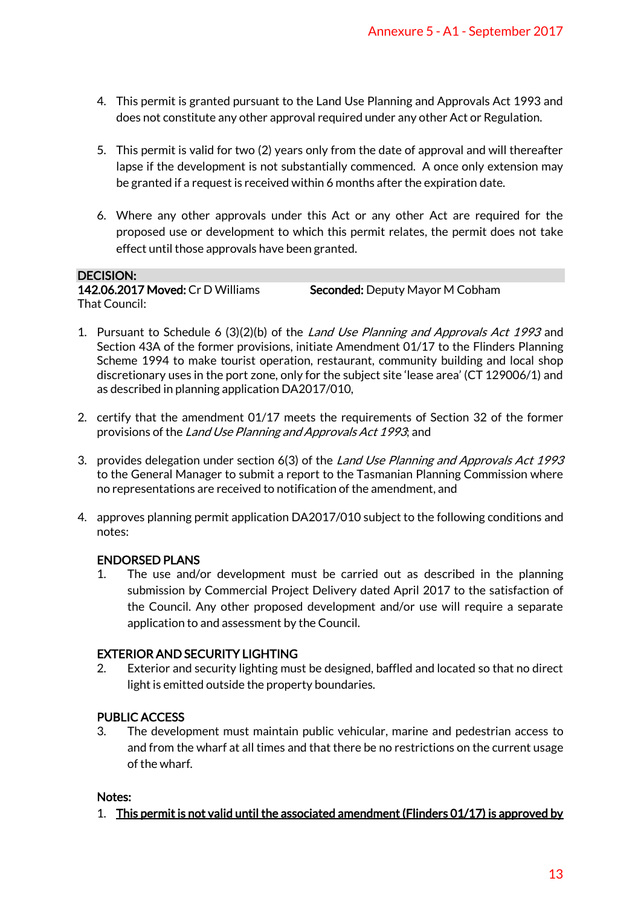4. This permit is granted pursuant to the Land Use Planning and Approvals Act 1993 and does not constitute any other approval required under any other Act or Regulation.

5. This permit is valid for two (2) years only from the date of approval and will thereafter lapse if the development is not substantially commenced. A once only extension may be granted if a request is received within 6 months after the expiration date.

6. Where any other approvals under this Act or any other Act are required for the proposed use or development to which this permit relates, the permit does not take effect until those approvals have been granted.

**DECISION:**

**142.06.2017 Moved:** Cr D Williams **Seconded:** Deputy Mayor M Cobham

That Council:

1. Pursuant to Schedule 6 (3)(2)(b) of the *Land Use Planning and Approvals Act 1993* and Section 43A of the former provisions, initiate Amendment 01/17 to the Flinders Planning Scheme 1994 to make tourist operation, restaurant, community building and local shop discretionary uses in the port zone, only for the subject site 'lease area' (CT 129006/1) and as described in planning application DA2017/010,

2. certify that the amendment 01/17 meets the requirements of Section 32 of the former provisions of the *Land Use Planning and Approvals Act 1993*; and

3. provides delegation under section 6(3) of the *Land Use Planning and Approvals Act 1993* to the General Manager to submit a report to the Tasmanian Planning Commission where no representations are received to notification of the amendment, and

4. approves planning permit application DA2017/010 subject to the following conditions and notes:

   **ENDORSED PLANS**

   1. The use and/or development must be carried out as described in the planning submission by Commercial Project Delivery dated April 2017 to the satisfaction of the Council. Any other proposed development and/or use will require a separate application to and assessment by the Council.

   **EXTERIOR AND SECURITY LIGHTING**

   2. Exterior and security lighting must be designed, baffled and located so that no direct light is emitted outside the property boundaries.

   **PUBLIC ACCESS**

   3. The development must maintain public vehicular, marine and pedestrian access to and from the wharf at all times and that there be no restrictions on the current usage of the wharf.

   **Notes:**

   1. <u>This permit is not valid until the associated amendment (Flinders 01/17) is approved by</u>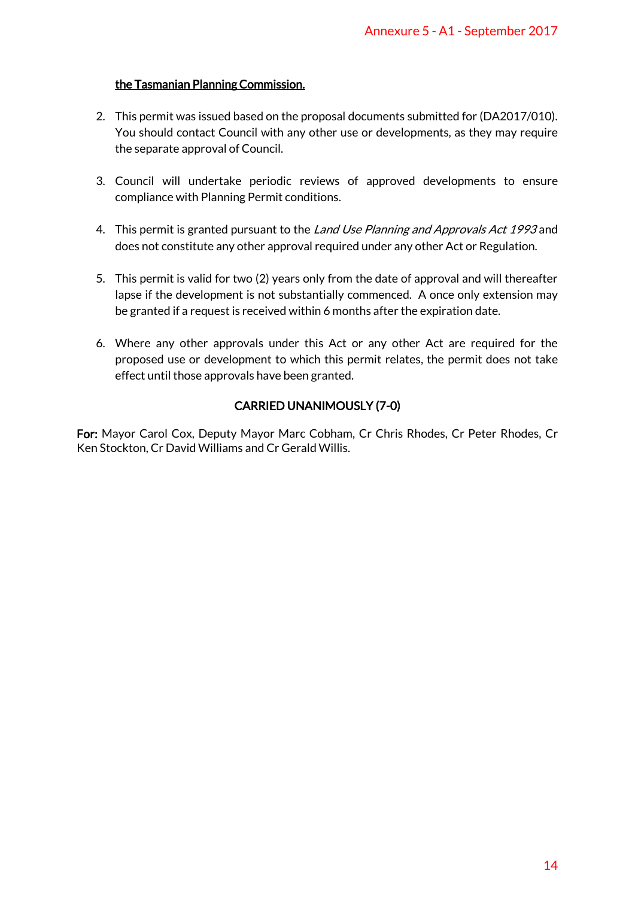**the Tasmanian Planning Commission.**

2. This permit was issued based on the proposal documents submitted for (DA2017/010). You should contact Council with any other use or developments, as they may require the separate approval of Council.

3. Council will undertake periodic reviews of approved developments to ensure compliance with Planning Permit conditions.

4. This permit is granted pursuant to the *Land Use Planning and Approvals Act 1993* and does not constitute any other approval required under any other Act or Regulation.

5. This permit is valid for two (2) years only from the date of approval and will thereafter lapse if the development is not substantially commenced. A once only extension may be granted if a request is received within 6 months after the expiration date.

6. Where any other approvals under this Act or any other Act are required for the proposed use or development to which this permit relates, the permit does not take effect until those approvals have been granted.

**CARRIED UNANIMOUSLY (7-0)**

**For:** Mayor Carol Cox, Deputy Mayor Marc Cobham, Cr Chris Rhodes, Cr Peter Rhodes, Cr Ken Stockton, Cr David Williams and Cr Gerald Willis.